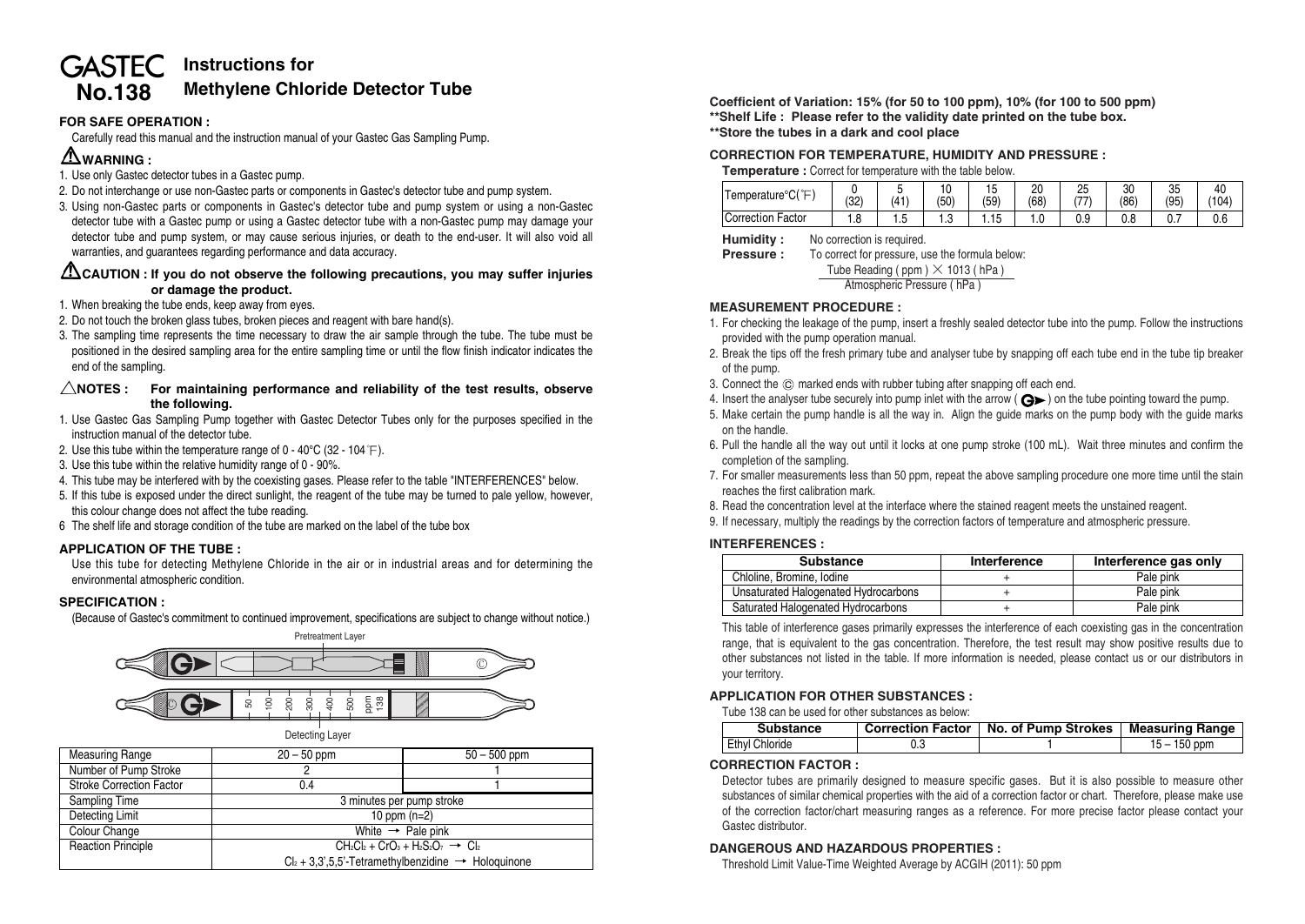# GASTEC No.138 Instructions for Methylene Chloride Detector Tube

## FOR SAFE OPERATION :

Carefully read this manual and the instruction manual of your Gastec Gas Sampling Pump.

### ⚠WARNING :

1. Use only Gastec detector tubes in a Gastec pump.
2. Do not interchange or use non-Gastec parts or components in Gastec's detector tube and pump system.
3. Using non-Gastec parts or components in Gastec's detector tube and pump system or using a non-Gastec detector tube with a Gastec pump or using a Gastec detector tube with a non-Gastec pump may damage your detector tube and pump system, or may cause serious injuries, or death to the end-user. It will also void all warranties, and guarantees regarding performance and data accuracy.

### ⚠CAUTION : If you do not observe the following precautions, you may suffer injuries or damage the product.

1. When breaking the tube ends, keep away from eyes.
2. Do not touch the broken glass tubes, broken pieces and reagent with bare hand(s).
3. The sampling time represents the time necessary to draw the air sample through the tube. The tube must be positioned in the desired sampling area for the entire sampling time or until the flow finish indicator indicates the end of the sampling.

### △NOTES : For maintaining performance and reliability of the test results, observe the following.

1. Use Gastec Gas Sampling Pump together with Gastec Detector Tubes only for the purposes specified in the instruction manual of the detector tube.
2. Use this tube within the temperature range of 0 - 40°C (32 - 104℉).
3. Use this tube within the relative humidity range of 0 - 90%.
4. This tube may be interfered with by the coexisting gases. Please refer to the table "INTERFERENCES" below.
5. If this tube is exposed under the direct sunlight, the reagent of the tube may be turned to pale yellow, however, this colour change does not affect the tube reading.
6. The shelf life and storage condition of the tube are marked on the label of the tube box

## APPLICATION OF THE TUBE :

Use this tube for detecting Methylene Chloride in the air or in industrial areas and for determining the environmental atmospheric condition.

## SPECIFICATION :

(Because of Gastec's commitment to continued improvement, specifications are subject to change without notice.)

Pretreatment Layer

50 – 100 – 200 – 300 – 400 – 500 – ppm 138

Detecting Layer

| Measuring Range | 20 – 50 ppm | 50 – 500 ppm |
|---|---|---|
| Number of Pump Stroke | 2 | 1 |
| Stroke Correction Factor | 0.4 | 1 |
| Sampling Time | 3 minutes per pump stroke | |
| Detecting Limit | 10 ppm (n=2) | |
| Colour Change | White → Pale pink | |
| Reaction Principle | $CH_2Cl_2 + CrO_3 + H_2S_2O_7 \rightarrow Cl_2$ | |
| | $Cl_2$ + 3,3',5,5'-Tetramethylbenzidine → Holoquinone | |

**Coefficient of Variation: 15% (for 50 to 100 ppm), 10% (for 100 to 500 ppm)**
**\*\*Shelf Life : Please refer to the validity date printed on the tube box.**
**\*\*Store the tubes in a dark and cool place**

## CORRECTION FOR TEMPERATURE, HUMIDITY AND PRESSURE :

**Temperature :** Correct for temperature with the table below.

| Temperature°C(℉) | 0 (32) | 5 (41) | 10 (50) | 15 (59) | 20 (68) | 25 (77) | 30 (86) | 35 (95) | 40 (104) |
|---|---|---|---|---|---|---|---|---|---|
| Correction Factor | 1.8 | 1.5 | 1.3 | 1.15 | 1.0 | 0.9 | 0.8 | 0.7 | 0.6 |

**Humidity :** No correction is required.

**Pressure :** To correct for pressure, use the formula below:

$$\frac{\text{Tube Reading ( ppm )} \times 1013 \text{ ( hPa )}}{\text{Atmospheric Pressure ( hPa )}}$$

## MEASUREMENT PROCEDURE :

1. For checking the leakage of the pump, insert a freshly sealed detector tube into the pump. Follow the instructions provided with the pump operation manual.
2. Break the tips off the fresh primary tube and analyser tube by snapping off each tube end in the tube tip breaker of the pump.
3. Connect the Ⓒ marked ends with rubber tubing after snapping off each end.
4. Insert the analyser tube securely into pump inlet with the arrow ( G► ) on the tube pointing toward the pump.
5. Make certain the pump handle is all the way in. Align the guide marks on the pump body with the guide marks on the handle.
6. Pull the handle all the way out until it locks at one pump stroke (100 mL). Wait three minutes and confirm the completion of the sampling.
7. For smaller measurements less than 50 ppm, repeat the above sampling procedure one more time until the stain reaches the first calibration mark.
8. Read the concentration level at the interface where the stained reagent meets the unstained reagent.
9. If necessary, multiply the readings by the correction factors of temperature and atmospheric pressure.

## INTERFERENCES :

| Substance | Interference | Interference gas only |
|---|---|---|
| Chloline, Bromine, Iodine | + | Pale pink |
| Unsaturated Halogenated Hydrocarbons | + | Pale pink |
| Saturated Halogenated Hydrocarbons | + | Pale pink |

This table of interference gases primarily expresses the interference of each coexisting gas in the concentration range, that is equivalent to the gas concentration. Therefore, the test result may show positive results due to other substances not listed in the table. If more information is needed, please contact us or our distributors in your territory.

## APPLICATION FOR OTHER SUBSTANCES :

Tube 138 can be used for other substances as below:

| Substance | Correction Factor | No. of Pump Strokes | Measuring Range |
|---|---|---|---|
| Ethyl Chloride | 0.3 | 1 | 15 – 150 ppm |

## CORRECTION FACTOR :

Detector tubes are primarily designed to measure specific gases. But it is also possible to measure other substances of similar chemical properties with the aid of a correction factor or chart. Therefore, please make use of the correction factor/chart measuring ranges as a reference. For more precise factor please contact your Gastec distributor.

## DANGEROUS AND HAZARDOUS PROPERTIES :

Threshold Limit Value-Time Weighted Average by ACGIH (2011): 50 ppm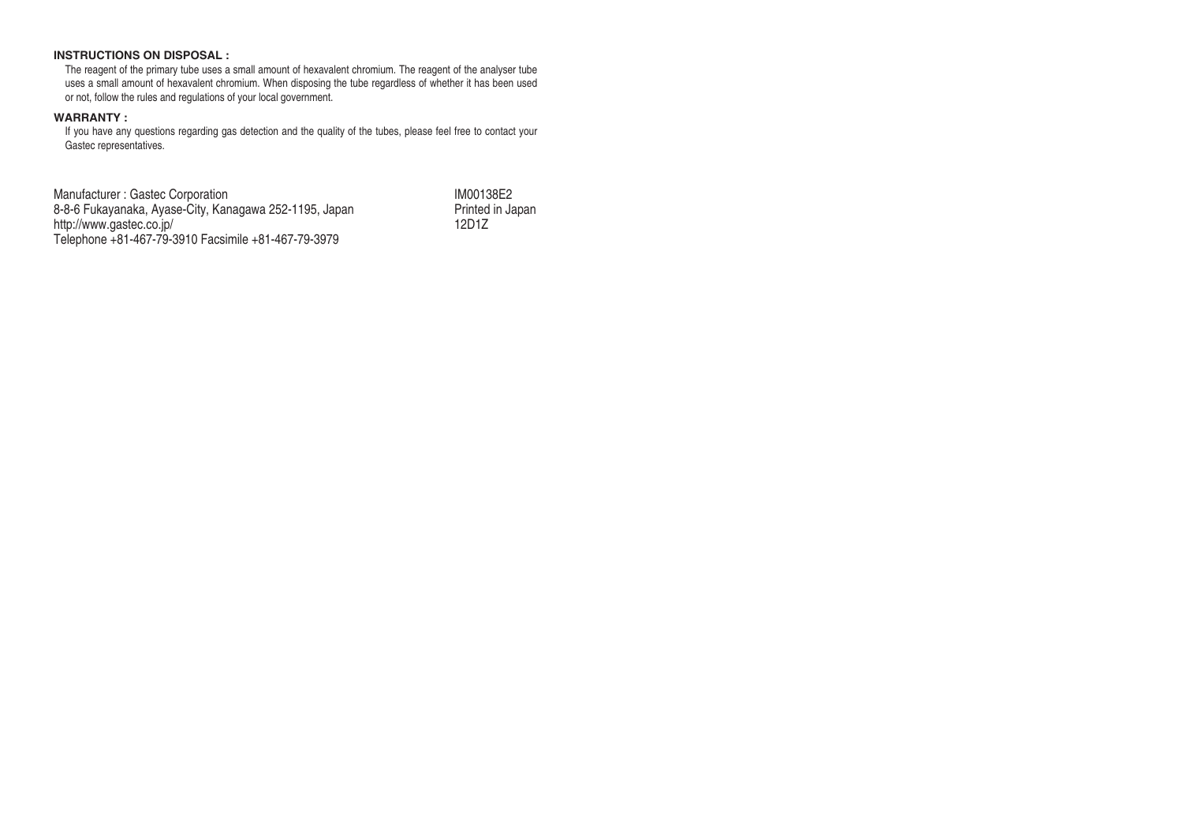**INSTRUCTIONS ON DISPOSAL :**

The reagent of the primary tube uses a small amount of hexavalent chromium. The reagent of the analyser tube uses a small amount of hexavalent chromium. When disposing the tube regardless of whether it has been used or not, follow the rules and regulations of your local government.

**WARRANTY :**

If you have any questions regarding gas detection and the quality of the tubes, please feel free to contact your Gastec representatives.

Manufacturer : Gastec Corporation
8-8-6 Fukayanaka, Ayase-City, Kanagawa 252-1195, Japan
http://www.gastec.co.jp/
Telephone +81-467-79-3910 Facsimile +81-467-79-3979

IM00138E2
Printed in Japan
12D1Z